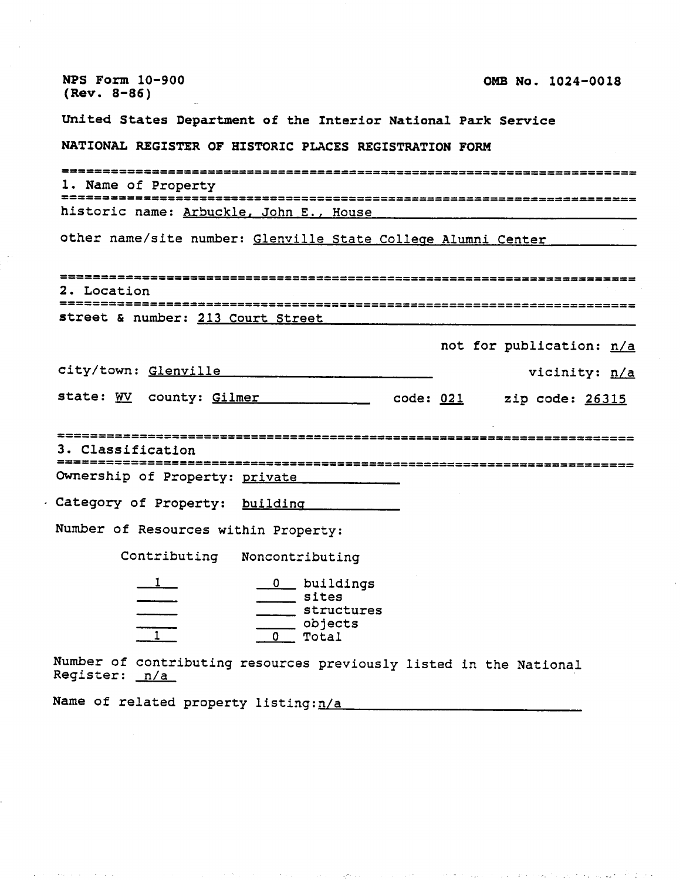NPS Form 10-900
(Rev. 8-86)

OMB No. 1024-0018

United States Department of the Interior National Park Service

NATIONAL REGISTER OF HISTORIC PLACES REGISTRATION FORM

## 1. Name of Property

historic name: Arbuckle, John E., House

other name/site number: Glenville State College Alumni Center

## 2. Location

street & number: 213 Court Street

not for publication: n/a

city/town: Glenville

vicinity: n/a

state: WV county: Gilmer code: 021 zip code: 26315

## 3. Classification

Ownership of Property: private

Category of Property: building

Number of Resources within Property:

| Contributing | Noncontributing | |
|---|---|---|
| 1 | 0 | buildings |
| | | sites |
| | | structures |
| | | objects |
| 1 | 0 | Total |

Number of contributing resources previously listed in the National Register: n/a

Name of related property listing: n/a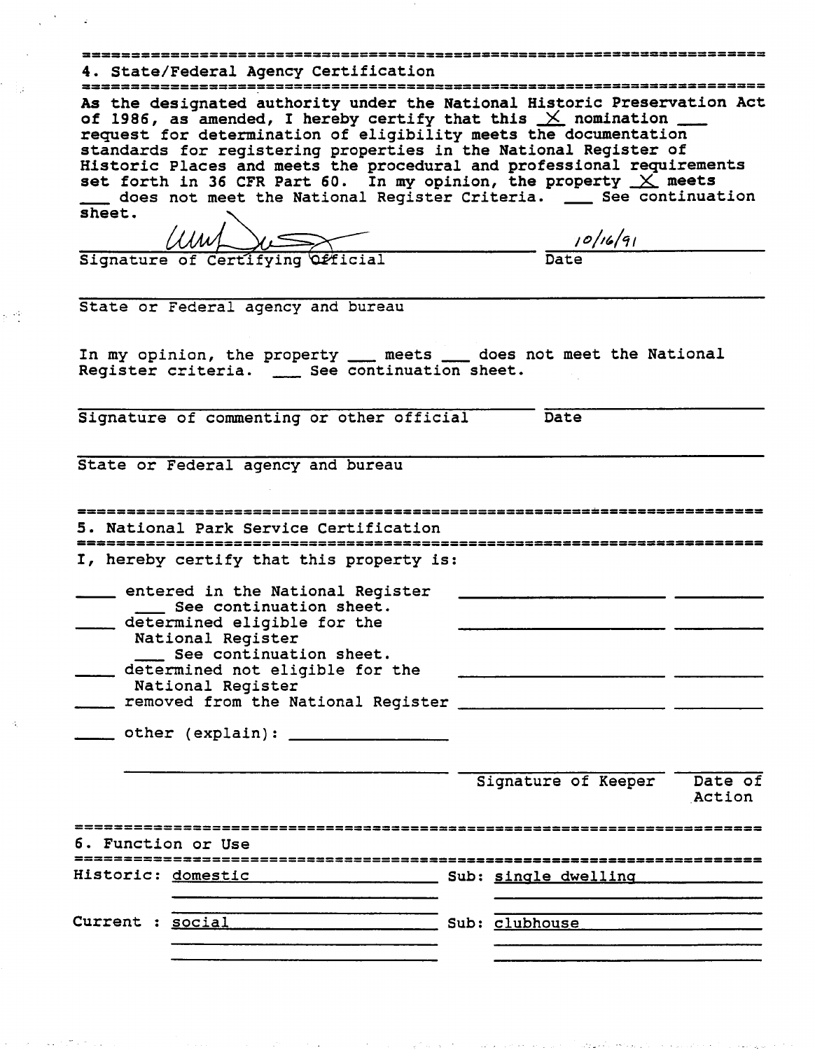## 4. State/Federal Agency Certification

As the designated authority under the National Historic Preservation Act of 1986, as amended, I hereby certify that this X nomination ___ request for determination of eligibility meets the documentation standards for registering properties in the National Register of Historic Places and meets the procedural and professional requirements set forth in 36 CFR Part 60. In my opinion, the property X meets ___ does not meet the National Register Criteria. ___ See continuation sheet.

[signature] 10/16/91

Signature of Certifying Official — Date

State or Federal agency and bureau

In my opinion, the property ___ meets ___ does not meet the National Register criteria. ___ See continuation sheet.

Signature of commenting or other official — Date

State or Federal agency and bureau

## 5. National Park Service Certification

I, hereby certify that this property is:

- ____ entered in the National Register
  - ___ See continuation sheet.
- ____ determined eligible for the National Register
  - ___ See continuation sheet.
- ____ determined not eligible for the National Register
- ____ removed from the National Register
- ____ other (explain): ________________

Signature of Keeper — Date of Action

## 6. Function or Use

| | | | |
|---|---|---|---|
| Historic: | domestic | Sub: | single dwelling |
| Current : | social | Sub: | clubhouse |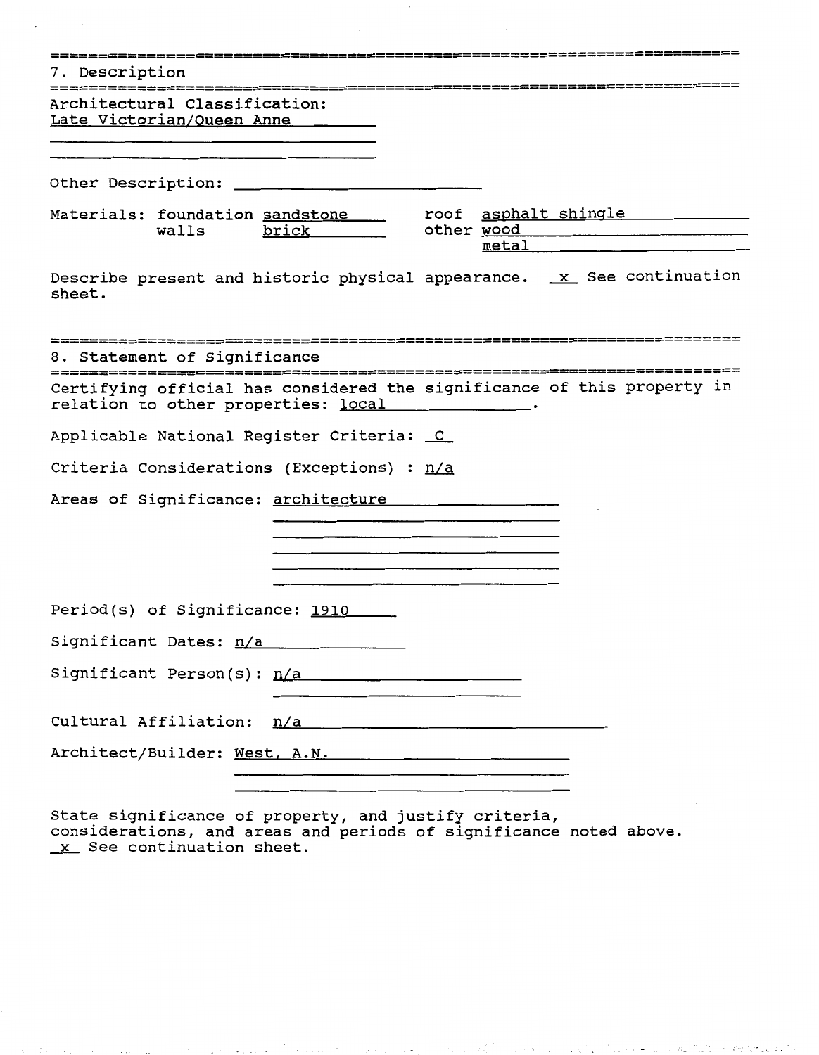## 7. Description

Architectural Classification:
Late Victorian/Queen Anne

Other Description: ______________________

Materials: foundation sandstone    roof asphalt shingle
walls brick    other wood
metal

Describe present and historic physical appearance. _x_ See continuation sheet.

## 8. Statement of Significance

Certifying official has considered the significance of this property in relation to other properties: local.

Applicable National Register Criteria: C

Criteria Considerations (Exceptions) : n/a

Areas of Significance: architecture

Period(s) of Significance: 1910

Significant Dates: n/a

Significant Person(s): n/a

Cultural Affiliation: n/a

Architect/Builder: West, A.N.

State significance of property, and justify criteria, considerations, and areas and periods of significance noted above. _x_ See continuation sheet.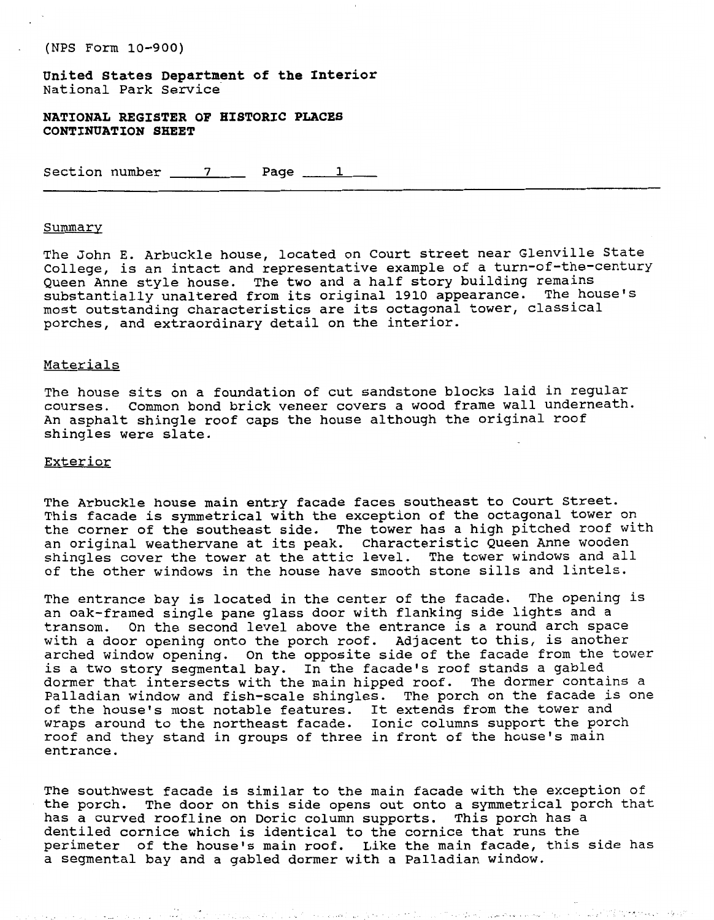(NPS Form 10-900)

**United States Department of the Interior**
National Park Service

**NATIONAL REGISTER OF HISTORIC PLACES**
**CONTINUATION SHEET**

Section number 7 Page 1

Summary

The John E. Arbuckle house, located on Court street near Glenville State College, is an intact and representative example of a turn-of-the-century Queen Anne style house. The two and a half story building remains substantially unaltered from its original 1910 appearance. The house's most outstanding characteristics are its octagonal tower, classical porches, and extraordinary detail on the interior.

Materials

The house sits on a foundation of cut sandstone blocks laid in regular courses. Common bond brick veneer covers a wood frame wall underneath. An asphalt shingle roof caps the house although the original roof shingles were slate.

Exterior

The Arbuckle house main entry facade faces southeast to Court Street. This facade is symmetrical with the exception of the octagonal tower on the corner of the southeast side. The tower has a high pitched roof with an original weathervane at its peak. Characteristic Queen Anne wooden shingles cover the tower at the attic level. The tower windows and all of the other windows in the house have smooth stone sills and lintels.

The entrance bay is located in the center of the facade. The opening is an oak-framed single pane glass door with flanking side lights and a transom. On the second level above the entrance is a round arch space with a door opening onto the porch roof. Adjacent to this, is another arched window opening. On the opposite side of the facade from the tower is a two story segmental bay. In the facade's roof stands a gabled dormer that intersects with the main hipped roof. The dormer contains a Palladian window and fish-scale shingles. The porch on the facade is one of the house's most notable features. It extends from the tower and wraps around to the northeast facade. Ionic columns support the porch roof and they stand in groups of three in front of the house's main entrance.

The southwest facade is similar to the main facade with the exception of the porch. The door on this side opens out onto a symmetrical porch that has a curved roofline on Doric column supports. This porch has a dentiled cornice which is identical to the cornice that runs the perimeter of the house's main roof. Like the main facade, this side has a segmental bay and a gabled dormer with a Palladian window.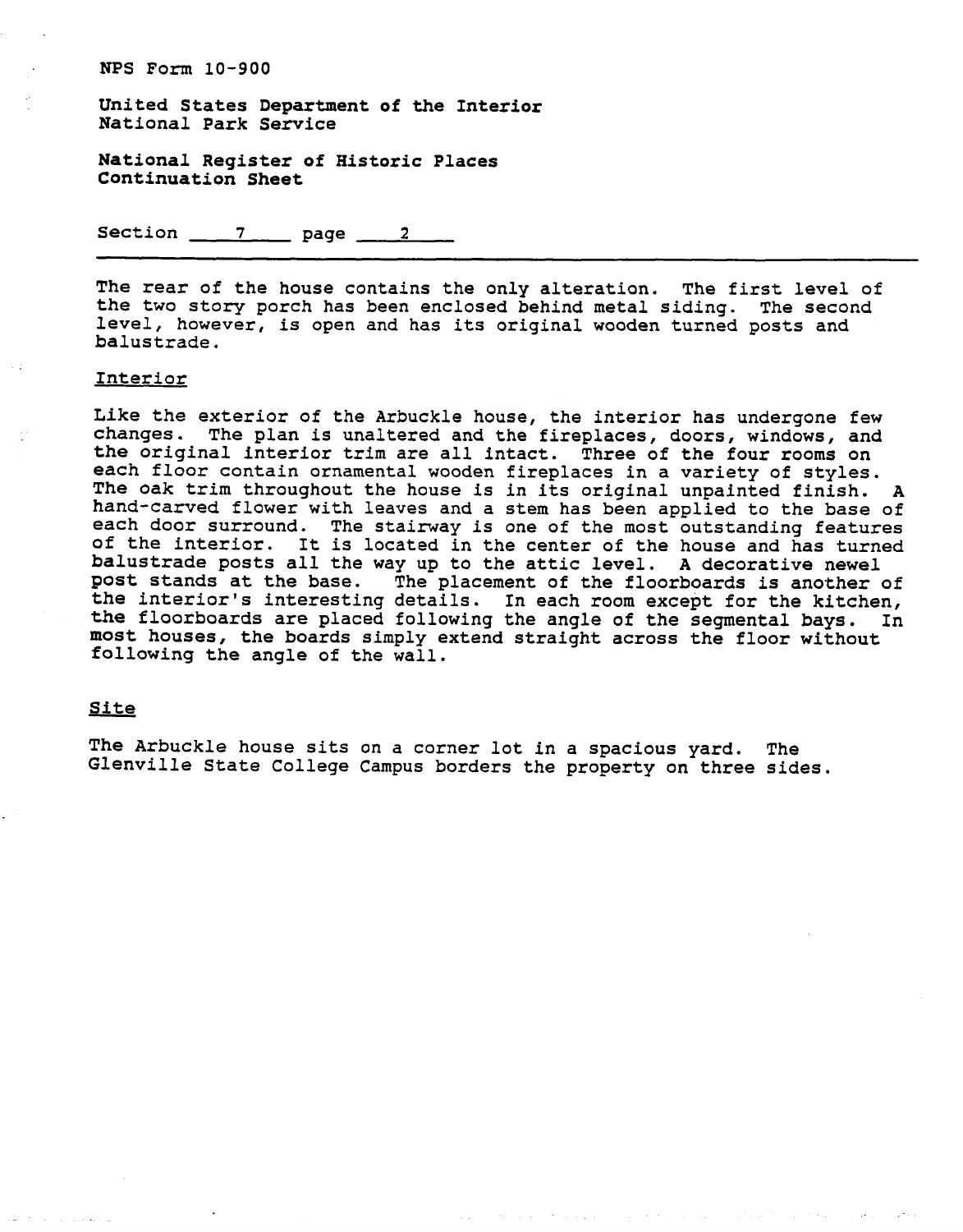NPS Form 10-900

United States Department of the Interior
National Park Service

National Register of Historic Places
Continuation Sheet

Section 7 page 2

The rear of the house contains the only alteration. The first level of the two story porch has been enclosed behind metal siding. The second level, however, is open and has its original wooden turned posts and balustrade.

## Interior

Like the exterior of the Arbuckle house, the interior has undergone few changes. The plan is unaltered and the fireplaces, doors, windows, and the original interior trim are all intact. Three of the four rooms on each floor contain ornamental wooden fireplaces in a variety of styles. The oak trim throughout the house is in its original unpainted finish. A hand-carved flower with leaves and a stem has been applied to the base of each door surround. The stairway is one of the most outstanding features of the interior. It is located in the center of the house and has turned balustrade posts all the way up to the attic level. A decorative newel post stands at the base. The placement of the floorboards is another of the interior's interesting details. In each room except for the kitchen, the floorboards are placed following the angle of the segmental bays. In most houses, the boards simply extend straight across the floor without following the angle of the wall.

## Site

The Arbuckle house sits on a corner lot in a spacious yard. The Glenville State College Campus borders the property on three sides.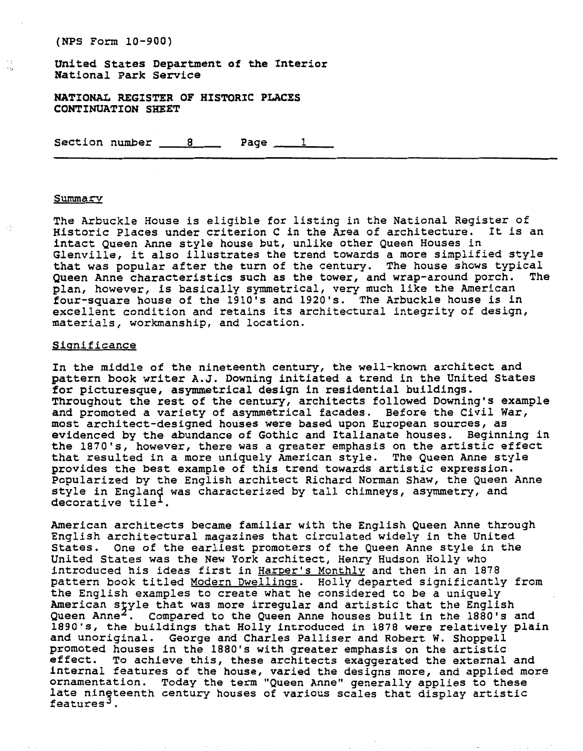(NPS Form 10-900)

United States Department of the Interior
National Park Service

**NATIONAL REGISTER OF HISTORIC PLACES CONTINUATION SHEET**

Section number 8 Page 1

## Summary

The Arbuckle House is eligible for listing in the National Register of Historic Places under criterion C in the Area of architecture. It is an intact Queen Anne style house but, unlike other Queen Houses in Glenville, it also illustrates the trend towards a more simplified style that was popular after the turn of the century. The house shows typical Queen Anne characteristics such as the tower, and wrap-around porch. The plan, however, is basically symmetrical, very much like the American four-square house of the 1910's and 1920's. The Arbuckle house is in excellent condition and retains its architectural integrity of design, materials, workmanship, and location.

## Significance

In the middle of the nineteenth century, the well-known architect and pattern book writer A.J. Downing initiated a trend in the United States for picturesque, asymmetrical design in residential buildings. Throughout the rest of the century, architects followed Downing's example and promoted a variety of asymmetrical facades. Before the Civil War, most architect-designed houses were based upon European sources, as evidenced by the abundance of Gothic and Italianate houses. Beginning in the 1870's, however, there was a greater emphasis on the artistic effect that resulted in a more uniquely American style. The Queen Anne style provides the best example of this trend towards artistic expression. Popularized by the English architect Richard Norman Shaw, the Queen Anne style in England was characterized by tall chimneys, asymmetry, and decorative tile[1].

American architects became familiar with the English Queen Anne through English architectural magazines that circulated widely in the United States. One of the earliest promoters of the Queen Anne style in the United States was the New York architect, Henry Hudson Holly who introduced his ideas first in Harper's Monthly and then in an 1878 pattern book titled Modern Dwellings. Holly departed significantly from the English examples to create what he considered to be a uniquely American style that was more irregular and artistic that the English Queen Anne[2]. Compared to the Queen Anne houses built in the 1880's and 1890's, the buildings that Holly introduced in 1878 were relatively plain and unoriginal. George and Charles Palliser and Robert W. Shoppell promoted houses in the 1880's with greater emphasis on the artistic effect. To achieve this, these architects exaggerated the external and internal features of the house, varied the designs more, and applied more ornamentation. Today the term "Queen Anne" generally applies to these late nineteenth century houses of various scales that display artistic features[3].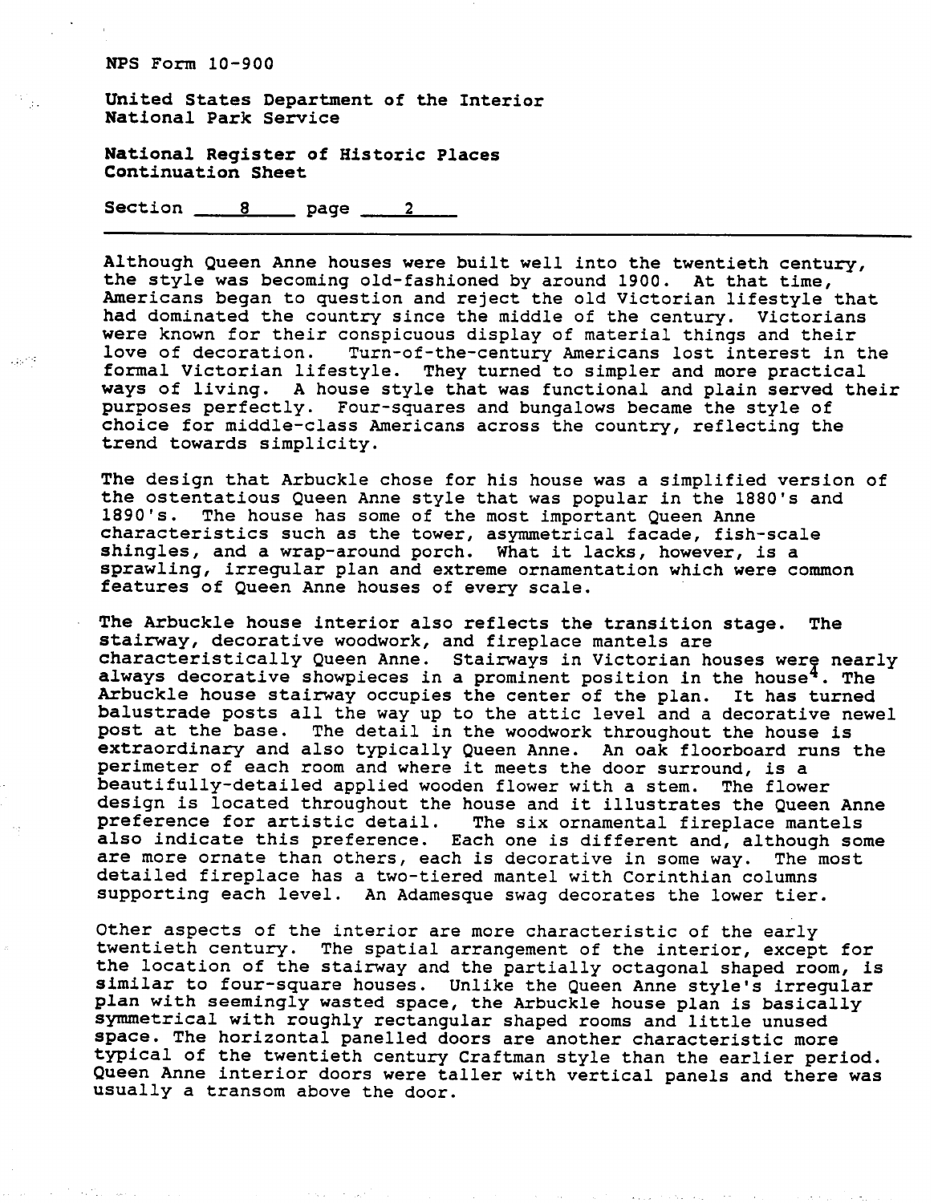NPS Form 10-900

United States Department of the Interior
National Park Service

National Register of Historic Places
Continuation Sheet

Section 8 page 2

---

Although Queen Anne houses were built well into the twentieth century, the style was becoming old-fashioned by around 1900. At that time, Americans began to question and reject the old Victorian lifestyle that had dominated the country since the middle of the century. Victorians were known for their conspicuous display of material things and their love of decoration. Turn-of-the-century Americans lost interest in the formal Victorian lifestyle. They turned to simpler and more practical ways of living. A house style that was functional and plain served their purposes perfectly. Four-squares and bungalows became the style of choice for middle-class Americans across the country, reflecting the trend towards simplicity.

The design that Arbuckle chose for his house was a simplified version of the ostentatious Queen Anne style that was popular in the 1880's and 1890's. The house has some of the most important Queen Anne characteristics such as the tower, asymmetrical facade, fish-scale shingles, and a wrap-around porch. What it lacks, however, is a sprawling, irregular plan and extreme ornamentation which were common features of Queen Anne houses of every scale.

The Arbuckle house interior also reflects the transition stage. The stairway, decorative woodwork, and fireplace mantels are characteristically Queen Anne. Stairways in Victorian houses were nearly always decorative showpieces in a prominent position in the house[4]. The Arbuckle house stairway occupies the center of the plan. It has turned balustrade posts all the way up to the attic level and a decorative newel post at the base. The detail in the woodwork throughout the house is extraordinary and also typically Queen Anne. An oak floorboard runs the perimeter of each room and where it meets the door surround, is a beautifully-detailed applied wooden flower with a stem. The flower design is located throughout the house and it illustrates the Queen Anne preference for artistic detail. The six ornamental fireplace mantels also indicate this preference. Each one is different and, although some are more ornate than others, each is decorative in some way. The most detailed fireplace has a two-tiered mantel with Corinthian columns supporting each level. An Adamesque swag decorates the lower tier.

Other aspects of the interior are more characteristic of the early twentieth century. The spatial arrangement of the interior, except for the location of the stairway and the partially octagonal shaped room, is similar to four-square houses. Unlike the Queen Anne style's irregular plan with seemingly wasted space, the Arbuckle house plan is basically symmetrical with roughly rectangular shaped rooms and little unused space. The horizontal panelled doors are another characteristic more typical of the twentieth century Craftman style than the earlier period. Queen Anne interior doors were taller with vertical panels and there was usually a transom above the door.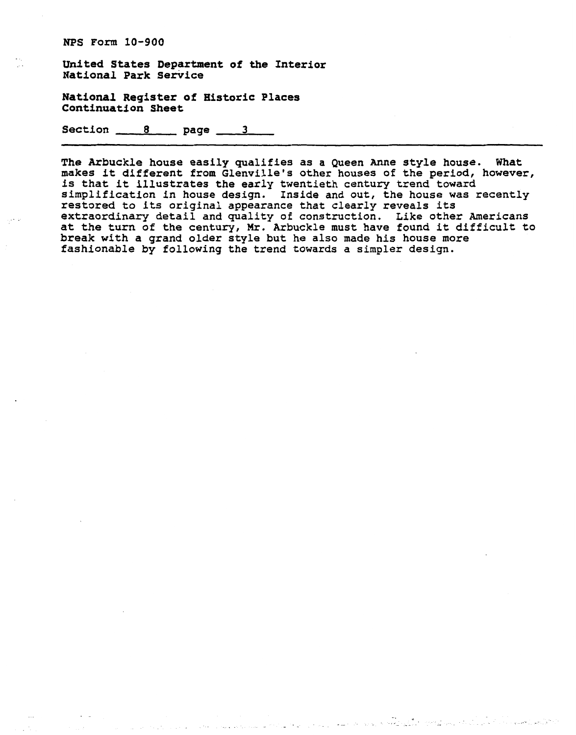NPS Form 10-900

United States Department of the Interior
National Park Service

National Register of Historic Places
Continuation Sheet

Section 8 page 3

---

The Arbuckle house easily qualifies as a Queen Anne style house. What makes it different from Glenville's other houses of the period, however, is that it illustrates the early twentieth century trend toward simplification in house design. Inside and out, the house was recently restored to its original appearance that clearly reveals its extraordinary detail and quality of construction. Like other Americans at the turn of the century, Mr. Arbuckle must have found it difficult to break with a grand older style but he also made his house more fashionable by following the trend towards a simpler design.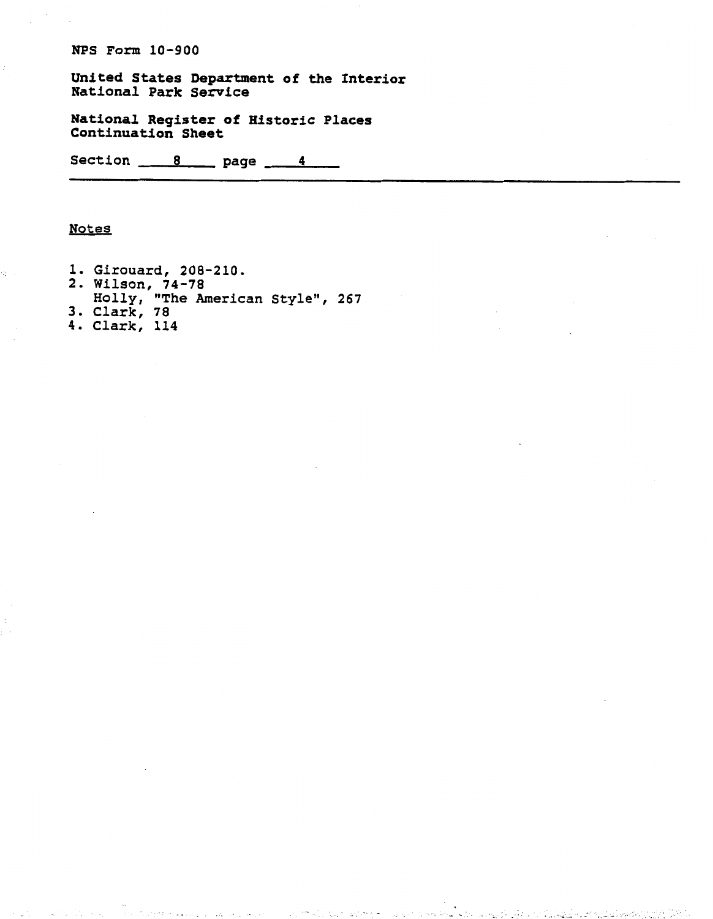NPS Form 10-900

United States Department of the Interior
National Park Service

National Register of Historic Places
Continuation Sheet

Section 8 page 4

## Notes

1. Girouard, 208-210.
2. Wilson, 74-78
   Holly, "The American Style", 267
3. Clark, 78
4. Clark, 114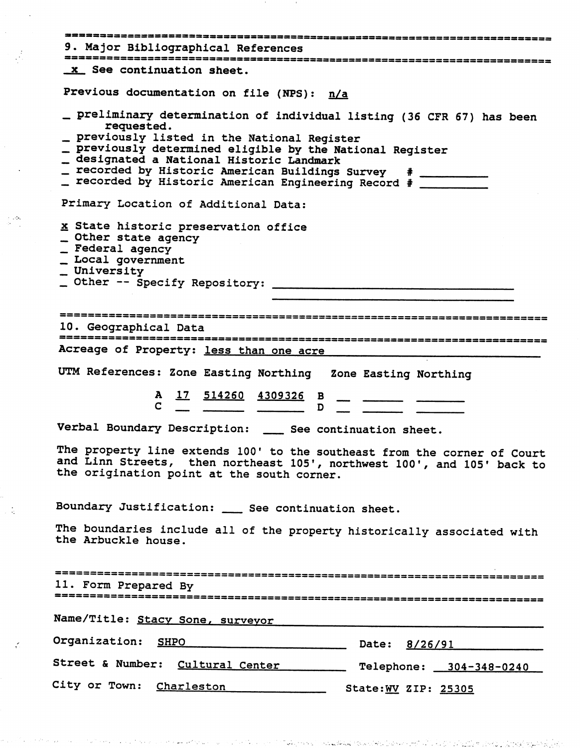## 9. Major Bibliographical References

_x_ See continuation sheet.

Previous documentation on file (NPS): n/a

_ preliminary determination of individual listing (36 CFR 67) has been requested.
_ previously listed in the National Register
_ previously determined eligible by the National Register
_ designated a National Historic Landmark
_ recorded by Historic American Buildings Survey # ________
_ recorded by Historic American Engineering Record # ________

Primary Location of Additional Data:

x State historic preservation office
_ Other state agency
_ Federal agency
_ Local government
_ University
_ Other -- Specify Repository: ________________________________

## 10. Geographical Data

Acreage of Property: less than one acre

UTM References: Zone Easting Northing   Zone Easting Northing

| | Zone | Easting | Northing | | Zone | Easting | Northing |
|---|---|---|---|---|---|---|---|
| A | 17 | 514260 | 4309326 | B | __ | ______ | _______ |
| C | __ | ______ | _______ | D | __ | ______ | _______ |

Verbal Boundary Description: ___ See continuation sheet.

The property line extends 100' to the southeast from the corner of Court and Linn Streets, then northeast 105', northwest 100', and 105' back to the origination point at the south corner.

Boundary Justification: ___ See continuation sheet.

The boundaries include all of the property historically associated with the Arbuckle house.

## 11. Form Prepared By

Name/Title: Stacy Sone, surveyor

Organization: SHPO    Date: 8/26/91

Street & Number: Cultural Center    Telephone: 304-348-0240

City or Town: Charleston    State: WV ZIP: 25305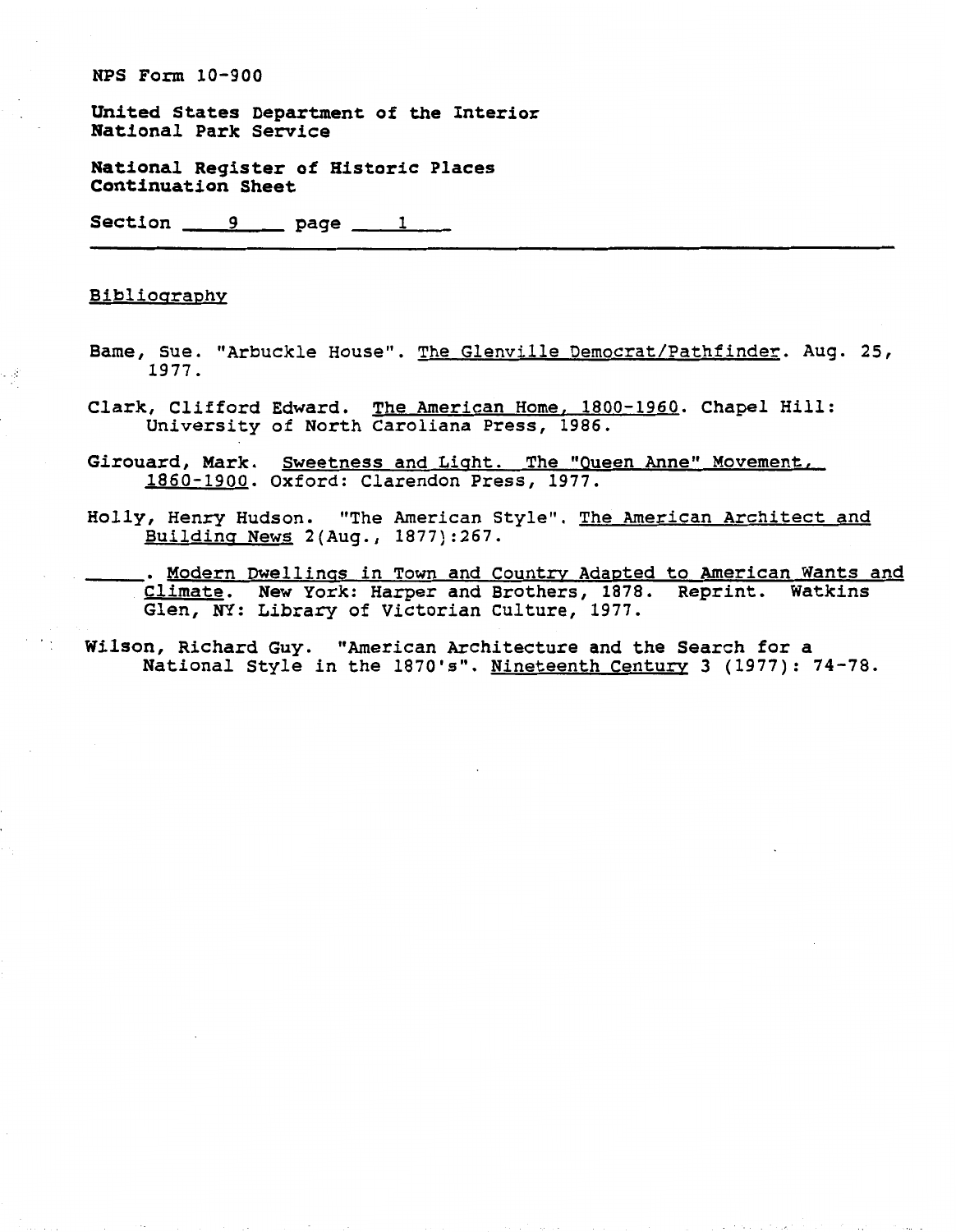NPS Form 10-900

United States Department of the Interior
National Park Service

National Register of Historic Places
Continuation Sheet

Section 9 page 1

Bibliography

Bame, Sue. "Arbuckle House". The Glenville Democrat/Pathfinder. Aug. 25, 1977.

Clark, Clifford Edward. The American Home, 1800-1960. Chapel Hill: University of North Caroliana Press, 1986.

Girouard, Mark. Sweetness and Light. The "Queen Anne" Movement, 1860-1900. Oxford: Clarendon Press, 1977.

Holly, Henry Hudson. "The American Style". The American Architect and Building News 2(Aug., 1877):267.

\_\_\_\_\_. Modern Dwellings in Town and Country Adapted to American Wants and Climate. New York: Harper and Brothers, 1878. Reprint. Watkins Glen, NY: Library of Victorian Culture, 1977.

Wilson, Richard Guy. "American Architecture and the Search for a National Style in the 1870's". Nineteenth Century 3 (1977): 74-78.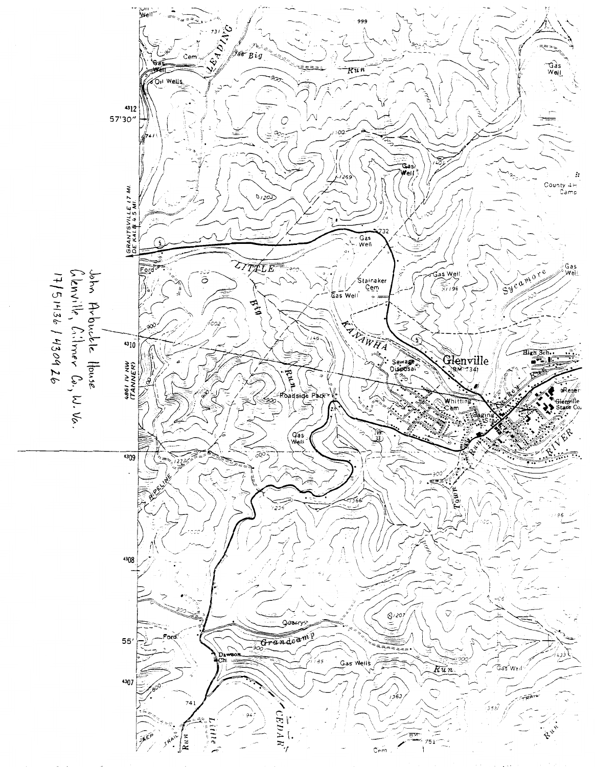John Arbuckle House
Glenville, Gilmer Co., W. Va.
17/514136/4309 26